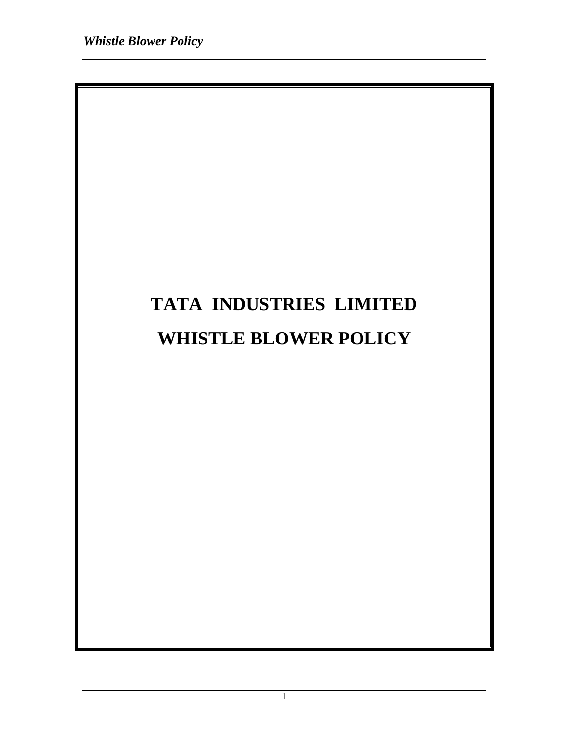# TATA INDUSTRIES LIMITED

# WHISTLE BLOWER POLICY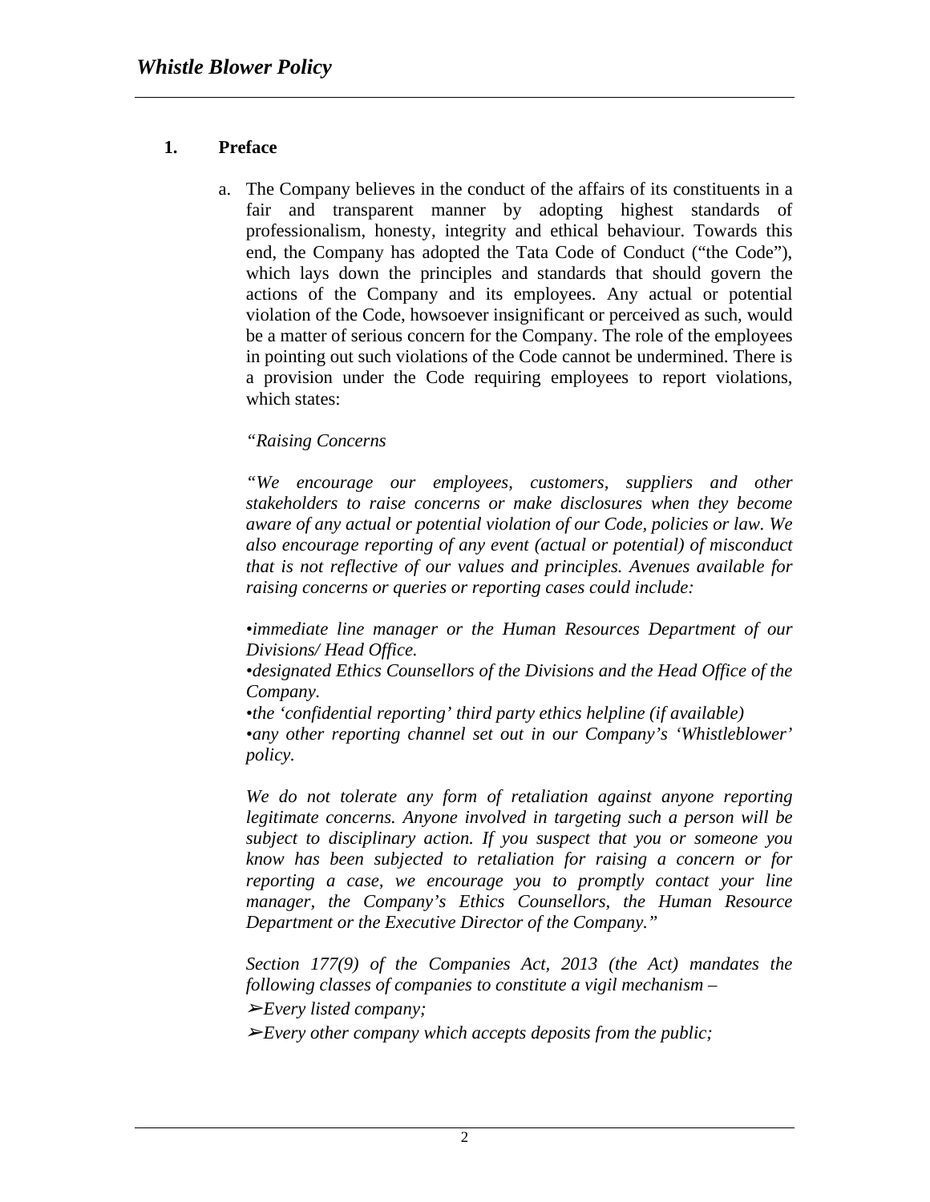## 1. Preface

a. The Company believes in the conduct of the affairs of its constituents in a fair and transparent manner by adopting highest standards of professionalism, honesty, integrity and ethical behaviour. Towards this end, the Company has adopted the Tata Code of Conduct ("the Code"), which lays down the principles and standards that should govern the actions of the Company and its employees. Any actual or potential violation of the Code, howsoever insignificant or perceived as such, would be a matter of serious concern for the Company. The role of the employees in pointing out such violations of the Code cannot be undermined. There is a provision under the Code requiring employees to report violations, which states:

*"Raising Concerns*

*"We encourage our employees, customers, suppliers and other stakeholders to raise concerns or make disclosures when they become aware of any actual or potential violation of our Code, policies or law. We also encourage reporting of any event (actual or potential) of misconduct that is not reflective of our values and principles. Avenues available for raising concerns or queries or reporting cases could include:*

*•immediate line manager or the Human Resources Department of our Divisions/ Head Office.*
*•designated Ethics Counsellors of the Divisions and the Head Office of the Company.*
*•the 'confidential reporting' third party ethics helpline (if available)*
*•any other reporting channel set out in our Company's 'Whistleblower' policy.*

*We do not tolerate any form of retaliation against anyone reporting legitimate concerns. Anyone involved in targeting such a person will be subject to disciplinary action. If you suspect that you or someone you know has been subjected to retaliation for raising a concern or for reporting a case, we encourage you to promptly contact your line manager, the Company's Ethics Counsellors, the Human Resource Department or the Executive Director of the Company."*

*Section 177(9) of the Companies Act, 2013 (the Act) mandates the following classes of companies to constitute a vigil mechanism –*

*➢Every listed company;*

*➢Every other company which accepts deposits from the public;*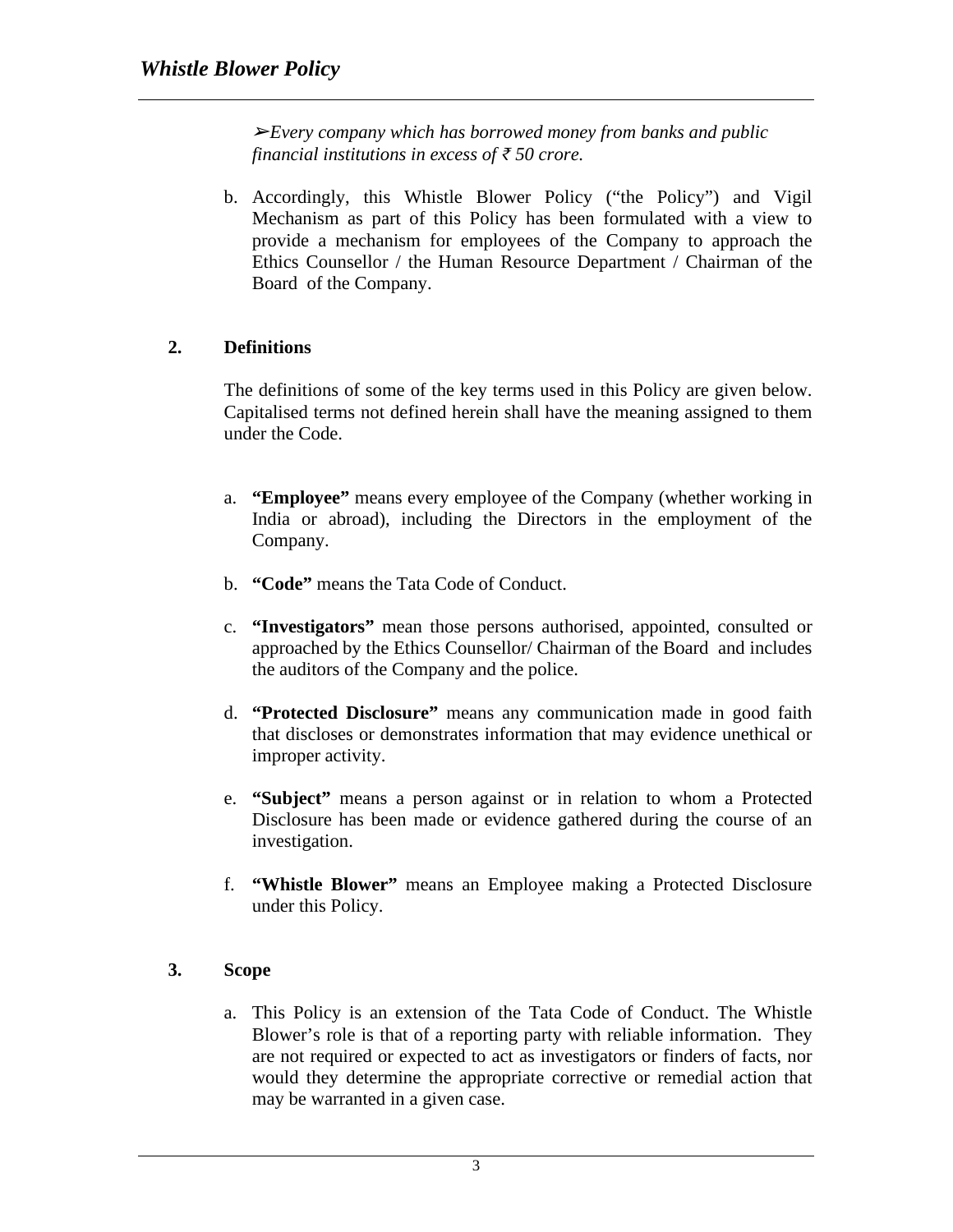➢*Every company which has borrowed money from banks and public financial institutions in excess of ₹ 50 crore.*

b. Accordingly, this Whistle Blower Policy ("the Policy") and Vigil Mechanism as part of this Policy has been formulated with a view to provide a mechanism for employees of the Company to approach the Ethics Counsellor / the Human Resource Department / Chairman of the Board of the Company.

## 2. Definitions

The definitions of some of the key terms used in this Policy are given below. Capitalised terms not defined herein shall have the meaning assigned to them under the Code.

a. **"Employee"** means every employee of the Company (whether working in India or abroad), including the Directors in the employment of the Company.

b. **"Code"** means the Tata Code of Conduct.

c. **"Investigators"** mean those persons authorised, appointed, consulted or approached by the Ethics Counsellor/ Chairman of the Board and includes the auditors of the Company and the police.

d. **"Protected Disclosure"** means any communication made in good faith that discloses or demonstrates information that may evidence unethical or improper activity.

e. **"Subject"** means a person against or in relation to whom a Protected Disclosure has been made or evidence gathered during the course of an investigation.

f. **"Whistle Blower"** means an Employee making a Protected Disclosure under this Policy.

## 3. Scope

a. This Policy is an extension of the Tata Code of Conduct. The Whistle Blower's role is that of a reporting party with reliable information. They are not required or expected to act as investigators or finders of facts, nor would they determine the appropriate corrective or remedial action that may be warranted in a given case.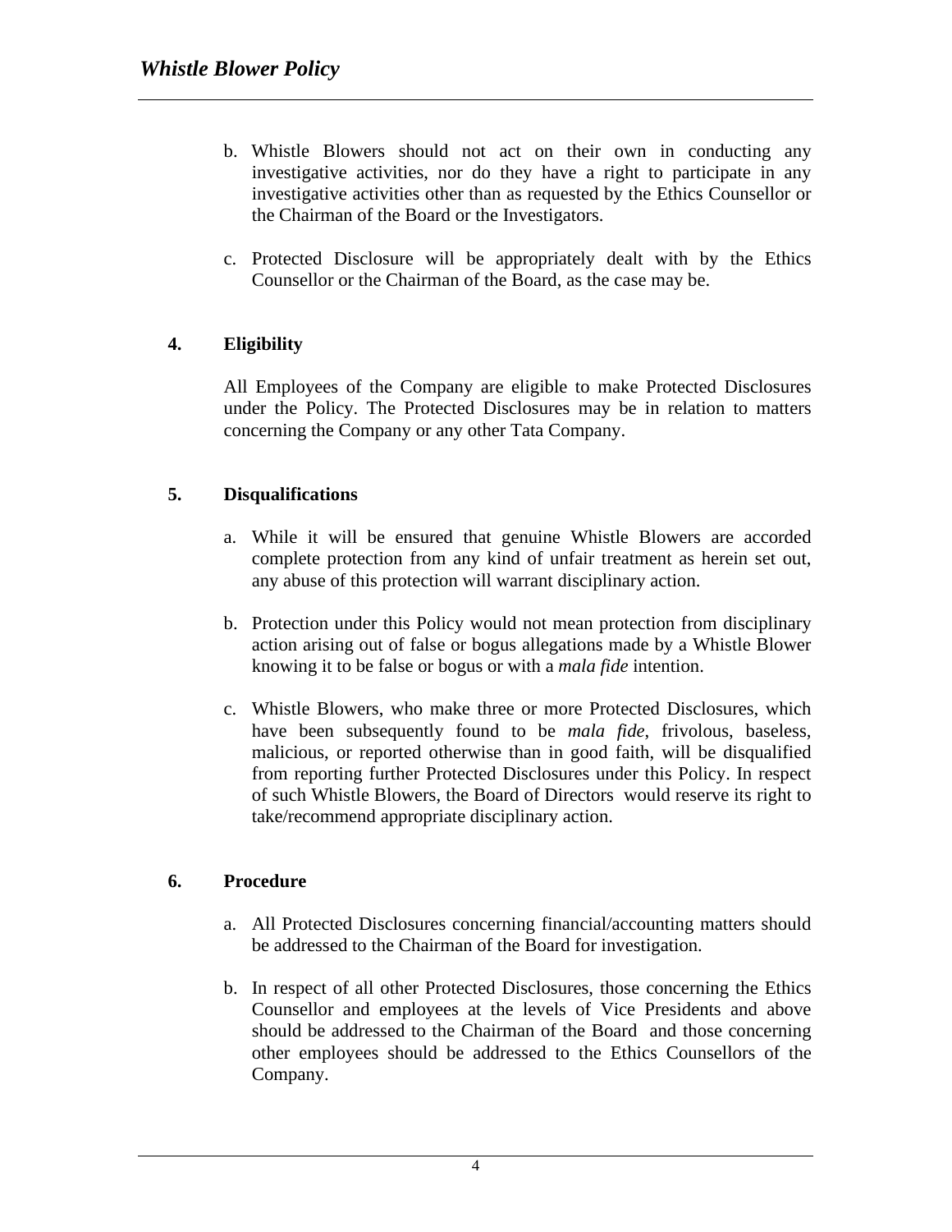b. Whistle Blowers should not act on their own in conducting any investigative activities, nor do they have a right to participate in any investigative activities other than as requested by the Ethics Counsellor or the Chairman of the Board or the Investigators.

c. Protected Disclosure will be appropriately dealt with by the Ethics Counsellor or the Chairman of the Board, as the case may be.

## 4. Eligibility

All Employees of the Company are eligible to make Protected Disclosures under the Policy. The Protected Disclosures may be in relation to matters concerning the Company or any other Tata Company.

## 5. Disqualifications

a. While it will be ensured that genuine Whistle Blowers are accorded complete protection from any kind of unfair treatment as herein set out, any abuse of this protection will warrant disciplinary action.

b. Protection under this Policy would not mean protection from disciplinary action arising out of false or bogus allegations made by a Whistle Blower knowing it to be false or bogus or with a *mala fide* intention.

c. Whistle Blowers, who make three or more Protected Disclosures, which have been subsequently found to be *mala fide*, frivolous, baseless, malicious, or reported otherwise than in good faith, will be disqualified from reporting further Protected Disclosures under this Policy. In respect of such Whistle Blowers, the Board of Directors would reserve its right to take/recommend appropriate disciplinary action.

## 6. Procedure

a. All Protected Disclosures concerning financial/accounting matters should be addressed to the Chairman of the Board for investigation.

b. In respect of all other Protected Disclosures, those concerning the Ethics Counsellor and employees at the levels of Vice Presidents and above should be addressed to the Chairman of the Board and those concerning other employees should be addressed to the Ethics Counsellors of the Company.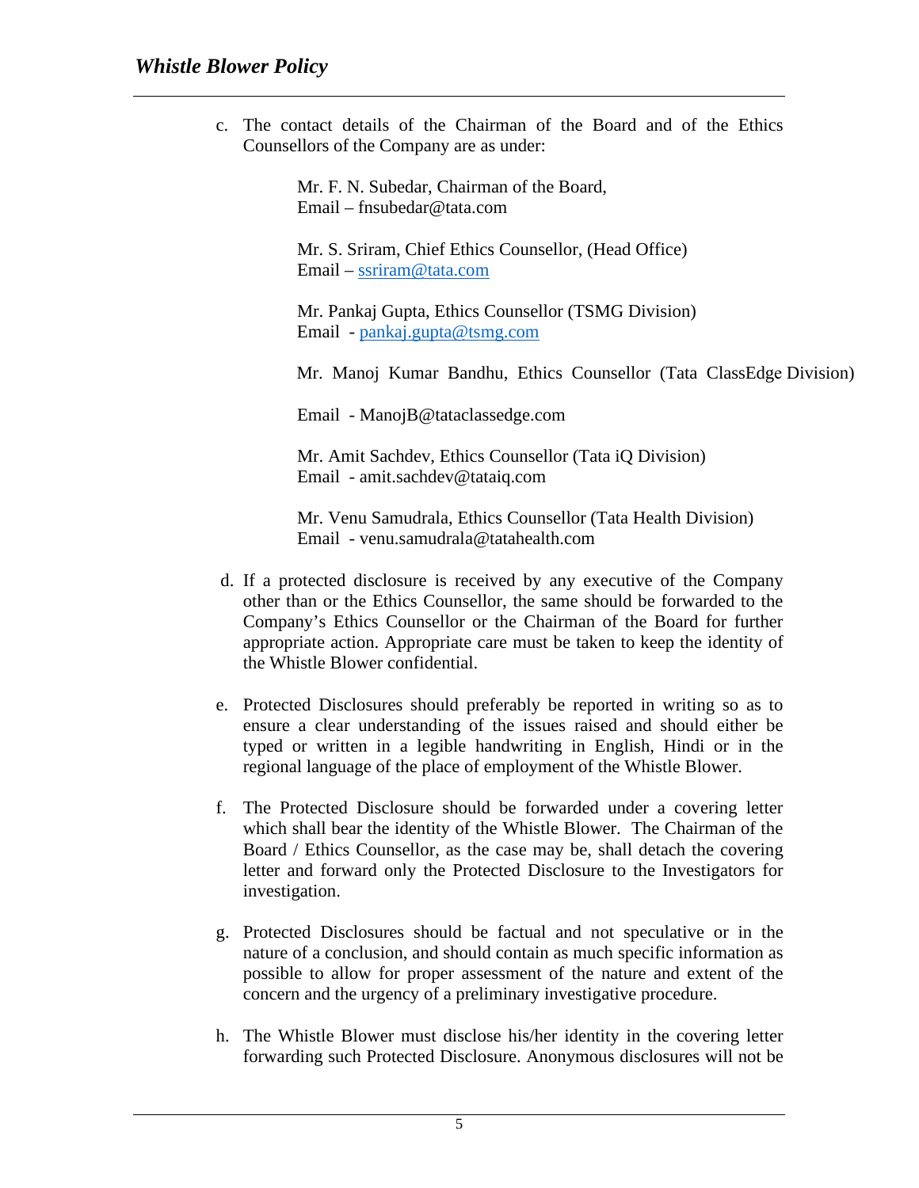c. The contact details of the Chairman of the Board and of the Ethics Counsellors of the Company are as under:

   Mr. F. N. Subedar, Chairman of the Board,
   Email – fnsubedar@tata.com

   Mr. S. Sriram, Chief Ethics Counsellor, (Head Office)
   Email – ssriram@tata.com

   Mr. Pankaj Gupta, Ethics Counsellor (TSMG Division)
   Email - pankaj.gupta@tsmg.com

   Mr. Manoj Kumar Bandhu, Ethics Counsellor (Tata ClassEdge Division)

   Email - ManojB@tataclassedge.com

   Mr. Amit Sachdev, Ethics Counsellor (Tata iQ Division)
   Email - amit.sachdev@tataiq.com

   Mr. Venu Samudrala, Ethics Counsellor (Tata Health Division)
   Email - venu.samudrala@tatahealth.com

d. If a protected disclosure is received by any executive of the Company other than or the Ethics Counsellor, the same should be forwarded to the Company's Ethics Counsellor or the Chairman of the Board for further appropriate action. Appropriate care must be taken to keep the identity of the Whistle Blower confidential.

e. Protected Disclosures should preferably be reported in writing so as to ensure a clear understanding of the issues raised and should either be typed or written in a legible handwriting in English, Hindi or in the regional language of the place of employment of the Whistle Blower.

f. The Protected Disclosure should be forwarded under a covering letter which shall bear the identity of the Whistle Blower. The Chairman of the Board / Ethics Counsellor, as the case may be, shall detach the covering letter and forward only the Protected Disclosure to the Investigators for investigation.

g. Protected Disclosures should be factual and not speculative or in the nature of a conclusion, and should contain as much specific information as possible to allow for proper assessment of the nature and extent of the concern and the urgency of a preliminary investigative procedure.

h. The Whistle Blower must disclose his/her identity in the covering letter forwarding such Protected Disclosure. Anonymous disclosures will not be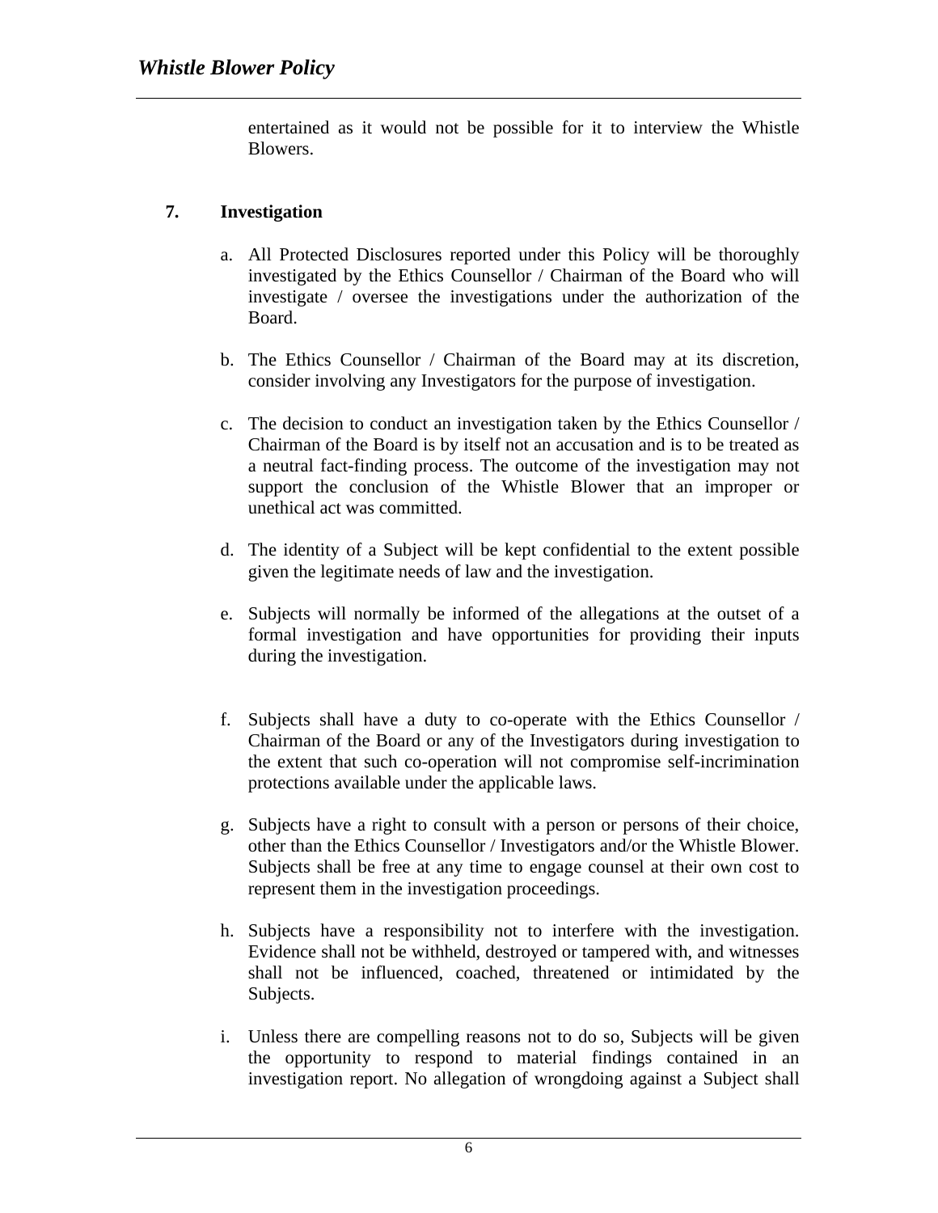entertained as it would not be possible for it to interview the Whistle Blowers.

## 7. Investigation

a. All Protected Disclosures reported under this Policy will be thoroughly investigated by the Ethics Counsellor / Chairman of the Board who will investigate / oversee the investigations under the authorization of the Board.

b. The Ethics Counsellor / Chairman of the Board may at its discretion, consider involving any Investigators for the purpose of investigation.

c. The decision to conduct an investigation taken by the Ethics Counsellor / Chairman of the Board is by itself not an accusation and is to be treated as a neutral fact-finding process. The outcome of the investigation may not support the conclusion of the Whistle Blower that an improper or unethical act was committed.

d. The identity of a Subject will be kept confidential to the extent possible given the legitimate needs of law and the investigation.

e. Subjects will normally be informed of the allegations at the outset of a formal investigation and have opportunities for providing their inputs during the investigation.

f. Subjects shall have a duty to co-operate with the Ethics Counsellor / Chairman of the Board or any of the Investigators during investigation to the extent that such co-operation will not compromise self-incrimination protections available under the applicable laws.

g. Subjects have a right to consult with a person or persons of their choice, other than the Ethics Counsellor / Investigators and/or the Whistle Blower. Subjects shall be free at any time to engage counsel at their own cost to represent them in the investigation proceedings.

h. Subjects have a responsibility not to interfere with the investigation. Evidence shall not be withheld, destroyed or tampered with, and witnesses shall not be influenced, coached, threatened or intimidated by the Subjects.

i. Unless there are compelling reasons not to do so, Subjects will be given the opportunity to respond to material findings contained in an investigation report. No allegation of wrongdoing against a Subject shall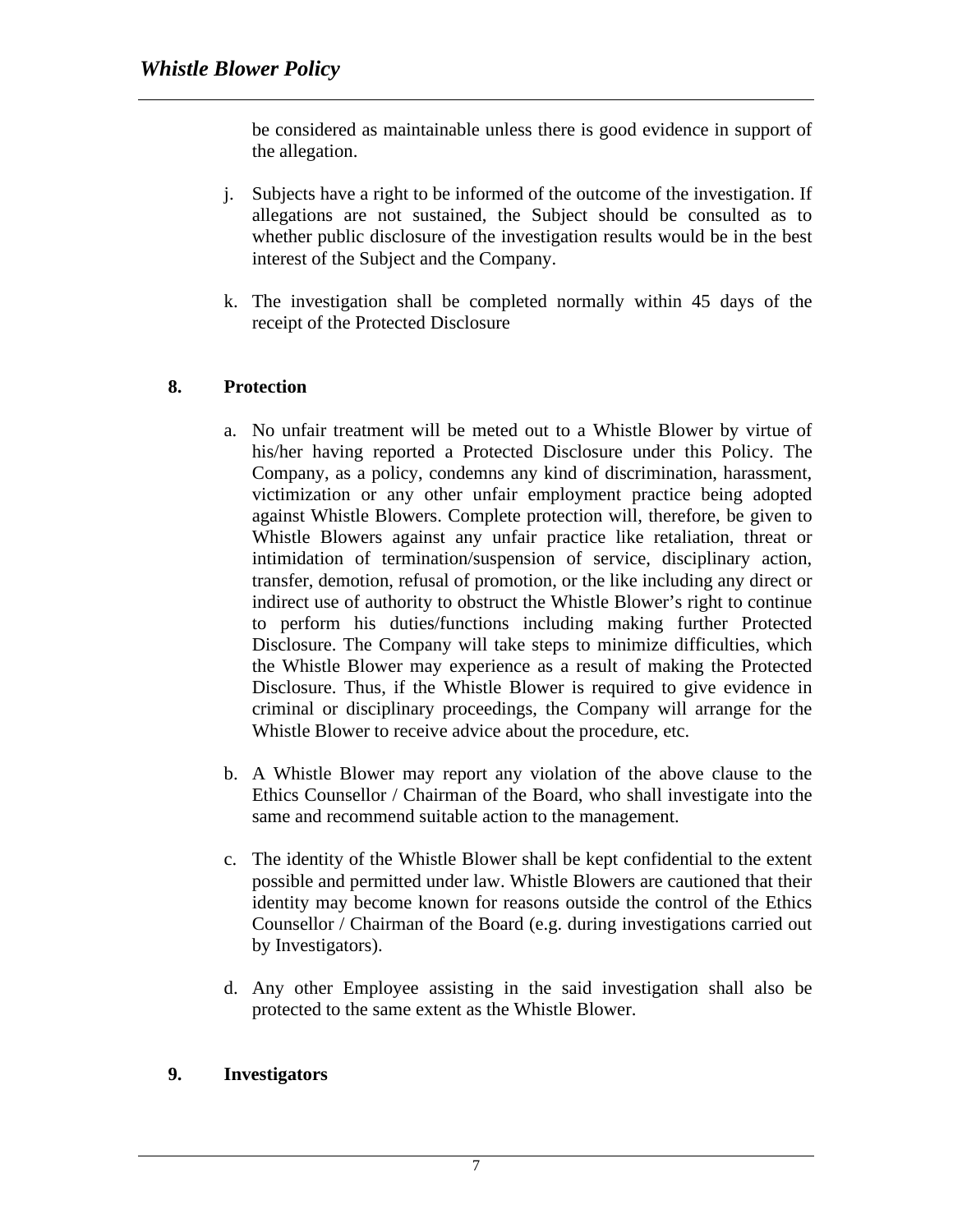be considered as maintainable unless there is good evidence in support of the allegation.

j. Subjects have a right to be informed of the outcome of the investigation. If allegations are not sustained, the Subject should be consulted as to whether public disclosure of the investigation results would be in the best interest of the Subject and the Company.

k. The investigation shall be completed normally within 45 days of the receipt of the Protected Disclosure

## 8. Protection

a. No unfair treatment will be meted out to a Whistle Blower by virtue of his/her having reported a Protected Disclosure under this Policy. The Company, as a policy, condemns any kind of discrimination, harassment, victimization or any other unfair employment practice being adopted against Whistle Blowers. Complete protection will, therefore, be given to Whistle Blowers against any unfair practice like retaliation, threat or intimidation of termination/suspension of service, disciplinary action, transfer, demotion, refusal of promotion, or the like including any direct or indirect use of authority to obstruct the Whistle Blower's right to continue to perform his duties/functions including making further Protected Disclosure. The Company will take steps to minimize difficulties, which the Whistle Blower may experience as a result of making the Protected Disclosure. Thus, if the Whistle Blower is required to give evidence in criminal or disciplinary proceedings, the Company will arrange for the Whistle Blower to receive advice about the procedure, etc.

b. A Whistle Blower may report any violation of the above clause to the Ethics Counsellor / Chairman of the Board, who shall investigate into the same and recommend suitable action to the management.

c. The identity of the Whistle Blower shall be kept confidential to the extent possible and permitted under law. Whistle Blowers are cautioned that their identity may become known for reasons outside the control of the Ethics Counsellor / Chairman of the Board (e.g. during investigations carried out by Investigators).

d. Any other Employee assisting in the said investigation shall also be protected to the same extent as the Whistle Blower.

## 9. Investigators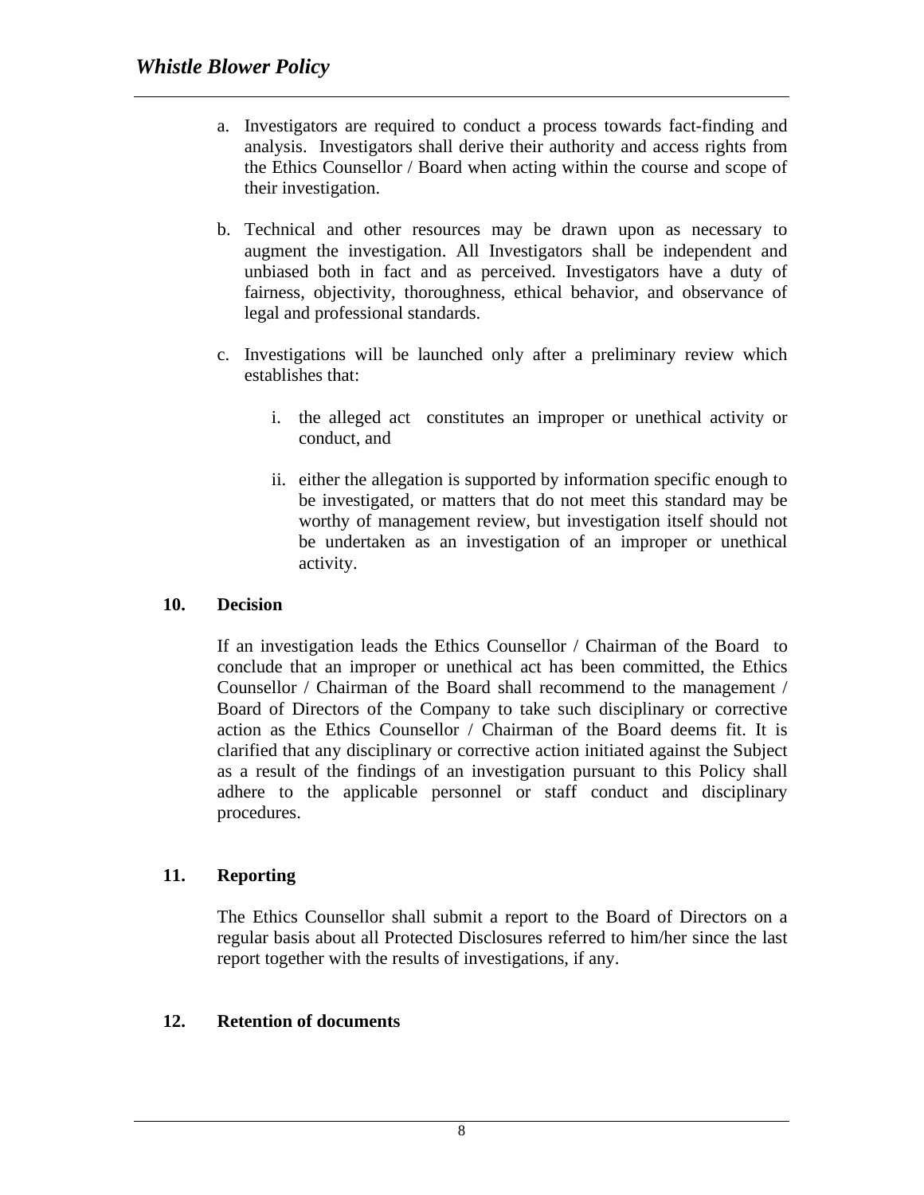a. Investigators are required to conduct a process towards fact-finding and analysis. Investigators shall derive their authority and access rights from the Ethics Counsellor / Board when acting within the course and scope of their investigation.

b. Technical and other resources may be drawn upon as necessary to augment the investigation. All Investigators shall be independent and unbiased both in fact and as perceived. Investigators have a duty of fairness, objectivity, thoroughness, ethical behavior, and observance of legal and professional standards.

c. Investigations will be launched only after a preliminary review which establishes that:

    i. the alleged act constitutes an improper or unethical activity or conduct, and

    ii. either the allegation is supported by information specific enough to be investigated, or matters that do not meet this standard may be worthy of management review, but investigation itself should not be undertaken as an investigation of an improper or unethical activity.

## 10. Decision

If an investigation leads the Ethics Counsellor / Chairman of the Board to conclude that an improper or unethical act has been committed, the Ethics Counsellor / Chairman of the Board shall recommend to the management / Board of Directors of the Company to take such disciplinary or corrective action as the Ethics Counsellor / Chairman of the Board deems fit. It is clarified that any disciplinary or corrective action initiated against the Subject as a result of the findings of an investigation pursuant to this Policy shall adhere to the applicable personnel or staff conduct and disciplinary procedures.

## 11. Reporting

The Ethics Counsellor shall submit a report to the Board of Directors on a regular basis about all Protected Disclosures referred to him/her since the last report together with the results of investigations, if any.

## 12. Retention of documents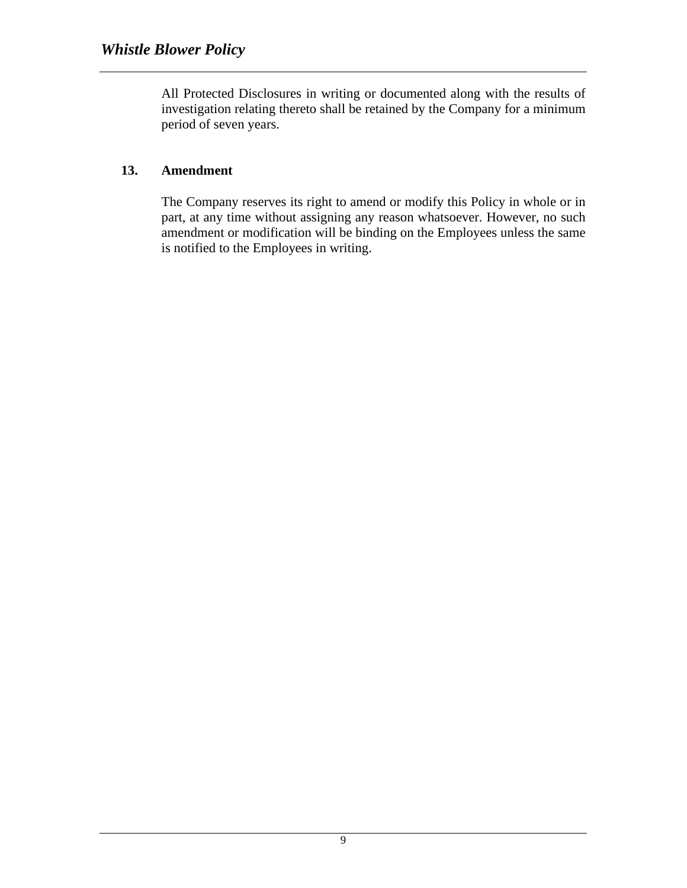All Protected Disclosures in writing or documented along with the results of investigation relating thereto shall be retained by the Company for a minimum period of seven years.

## 13. Amendment

The Company reserves its right to amend or modify this Policy in whole or in part, at any time without assigning any reason whatsoever. However, no such amendment or modification will be binding on the Employees unless the same is notified to the Employees in writing.